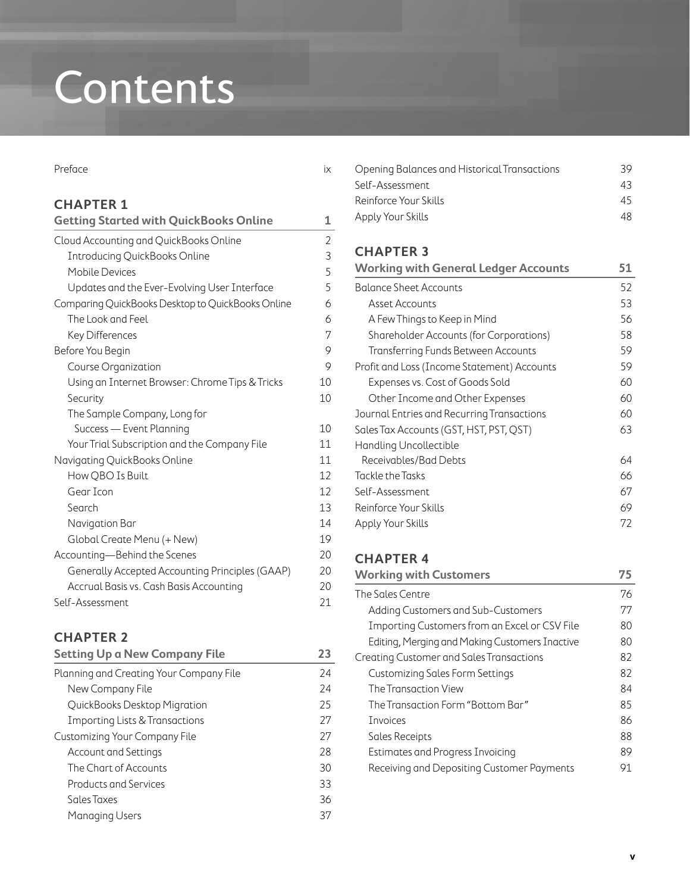# Contents

Preface ix

## CHAPTER 1

### Getting Started with QuickBooks Online 1

Cloud Accounting and QuickBooks Online 2
- Introducing QuickBooks Online 3
- Mobile Devices 5
- Updates and the Ever-Evolving User Interface 5

Comparing QuickBooks Desktop to QuickBooks Online 6
- The Look and Feel 6
- Key Differences 7

Before You Begin 9
- Course Organization 9
- Using an Internet Browser: Chrome Tips & Tricks 10
- Security 10
- The Sample Company, Long for Success — Event Planning 10
- Your Trial Subscription and the Company File 11

Navigating QuickBooks Online 11
- How QBO Is Built 12
- Gear Icon 12
- Search 13
- Navigation Bar 14
- Global Create Menu (+ New) 19

Accounting—Behind the Scenes 20
- Generally Accepted Accounting Principles (GAAP) 20
- Accrual Basis vs. Cash Basis Accounting 20

Self-Assessment 21

## CHAPTER 2

### Setting Up a New Company File 23

Planning and Creating Your Company File 24
- New Company File 24
- QuickBooks Desktop Migration 25
- Importing Lists & Transactions 27

Customizing Your Company File 27
- Account and Settings 28
- The Chart of Accounts 30
- Products and Services 33
- Sales Taxes 36
- Managing Users 37

Opening Balances and Historical Transactions 39

Self-Assessment 43

Reinforce Your Skills 45

Apply Your Skills 48

## CHAPTER 3

### Working with General Ledger Accounts 51

Balance Sheet Accounts 52
- Asset Accounts 53
- A Few Things to Keep in Mind 56
- Shareholder Accounts (for Corporations) 58
- Transferring Funds Between Accounts 59

Profit and Loss (Income Statement) Accounts 59
- Expenses vs. Cost of Goods Sold 60
- Other Income and Other Expenses 60

Journal Entries and Recurring Transactions 60

Sales Tax Accounts (GST, HST, PST, QST) 63

Handling Uncollectible Receivables/Bad Debts 64

Tackle the Tasks 66

Self-Assessment 67

Reinforce Your Skills 69

Apply Your Skills 72

## CHAPTER 4

### Working with Customers 75

The Sales Centre 76
- Adding Customers and Sub-Customers 77
- Importing Customers from an Excel or CSV File 80
- Editing, Merging and Making Customers Inactive 80

Creating Customer and Sales Transactions 82
- Customizing Sales Form Settings 82
- The Transaction View 84
- The Transaction Form "Bottom Bar" 85
- Invoices 86
- Sales Receipts 88
- Estimates and Progress Invoicing 89
- Receiving and Depositing Customer Payments 91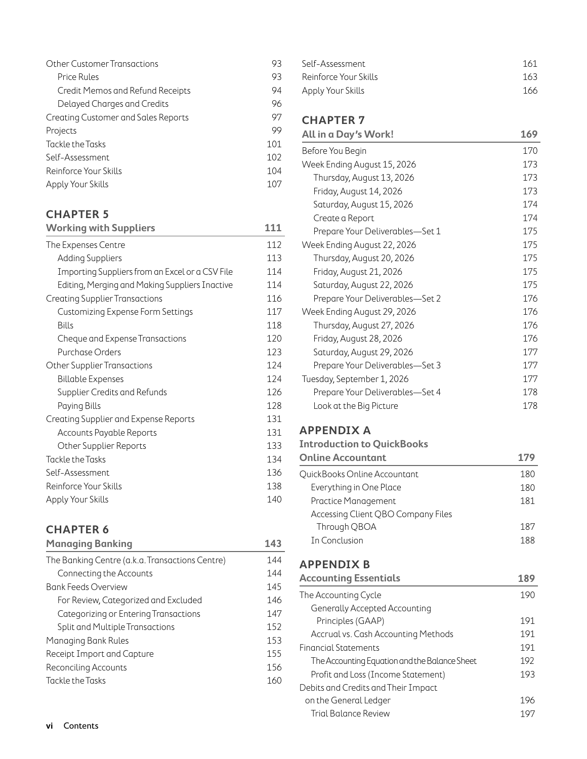| | |
|---|---|
| Other Customer Transactions | 93 |
| Price Rules | 93 |
| Credit Memos and Refund Receipts | 94 |
| Delayed Charges and Credits | 96 |
| Creating Customer and Sales Reports | 97 |
| Projects | 99 |
| Tackle the Tasks | 101 |
| Self-Assessment | 102 |
| Reinforce Your Skills | 104 |
| Apply Your Skills | 107 |

## CHAPTER 5

| Working with Suppliers | 111 |
|---|---|
| The Expenses Centre | 112 |
| Adding Suppliers | 113 |
| Importing Suppliers from an Excel or a CSV File | 114 |
| Editing, Merging and Making Suppliers Inactive | 114 |
| Creating Supplier Transactions | 116 |
| Customizing Expense Form Settings | 117 |
| Bills | 118 |
| Cheque and Expense Transactions | 120 |
| Purchase Orders | 123 |
| Other Supplier Transactions | 124 |
| Billable Expenses | 124 |
| Supplier Credits and Refunds | 126 |
| Paying Bills | 128 |
| Creating Supplier and Expense Reports | 131 |
| Accounts Payable Reports | 131 |
| Other Supplier Reports | 133 |
| Tackle the Tasks | 134 |
| Self-Assessment | 136 |
| Reinforce Your Skills | 138 |
| Apply Your Skills | 140 |

## CHAPTER 6

| Managing Banking | 143 |
|---|---|
| The Banking Centre (a.k.a. Transactions Centre) | 144 |
| Connecting the Accounts | 144 |
| Bank Feeds Overview | 145 |
| For Review, Categorized and Excluded | 146 |
| Categorizing or Entering Transactions | 147 |
| Split and Multiple Transactions | 152 |
| Managing Bank Rules | 153 |
| Receipt Import and Capture | 155 |
| Reconciling Accounts | 156 |
| Tackle the Tasks | 160 |
| Self-Assessment | 161 |
| Reinforce Your Skills | 163 |
| Apply Your Skills | 166 |

## CHAPTER 7

| All in a Day's Work! | 169 |
|---|---|
| Before You Begin | 170 |
| Week Ending August 15, 2026 | 173 |
| Thursday, August 13, 2026 | 173 |
| Friday, August 14, 2026 | 173 |
| Saturday, August 15, 2026 | 174 |
| Create a Report | 174 |
| Prepare Your Deliverables—Set 1 | 175 |
| Week Ending August 22, 2026 | 175 |
| Thursday, August 20, 2026 | 175 |
| Friday, August 21, 2026 | 175 |
| Saturday, August 22, 2026 | 175 |
| Prepare Your Deliverables—Set 2 | 176 |
| Week Ending August 29, 2026 | 176 |
| Thursday, August 27, 2026 | 176 |
| Friday, August 28, 2026 | 176 |
| Saturday, August 29, 2026 | 177 |
| Prepare Your Deliverables—Set 3 | 177 |
| Tuesday, September 1, 2026 | 177 |
| Prepare Your Deliverables—Set 4 | 178 |
| Look at the Big Picture | 178 |

## APPENDIX A

| Introduction to QuickBooks Online Accountant | 179 |
|---|---|
| QuickBooks Online Accountant | 180 |
| Everything in One Place | 180 |
| Practice Management | 181 |
| Accessing Client QBO Company Files Through QBOA | 187 |
| In Conclusion | 188 |

## APPENDIX B

| Accounting Essentials | 189 |
|---|---|
| The Accounting Cycle | 190 |
| Generally Accepted Accounting Principles (GAAP) | 191 |
| Accrual vs. Cash Accounting Methods | 191 |
| Financial Statements | 191 |
| The Accounting Equation and the Balance Sheet | 192 |
| Profit and Loss (Income Statement) | 193 |
| Debits and Credits and Their Impact on the General Ledger | 196 |
| Trial Balance Review | 197 |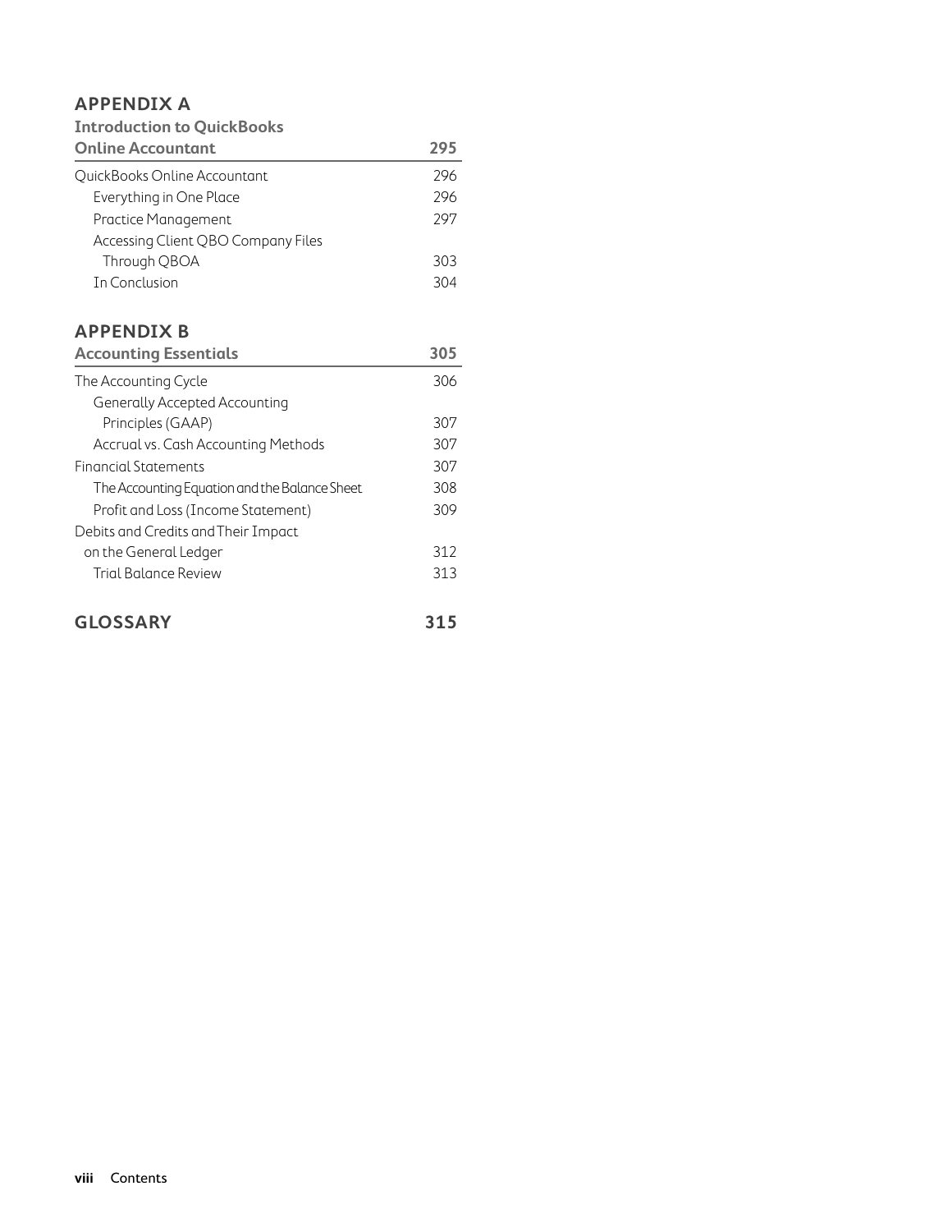## APPENDIX A

**Introduction to QuickBooks Online Accountant 295**

QuickBooks Online Accountant 296

- Everything in One Place 296
- Practice Management 297
- Accessing Client QBO Company Files Through QBOA 303
- In Conclusion 304

## APPENDIX B

**Accounting Essentials 305**

The Accounting Cycle 306

- Generally Accepted Accounting Principles (GAAP) 307
- Accrual vs. Cash Accounting Methods 307

Financial Statements 307

- The Accounting Equation and the Balance Sheet 308
- Profit and Loss (Income Statement) 309

Debits and Credits and Their Impact on the General Ledger 312

- Trial Balance Review 313

## GLOSSARY 315